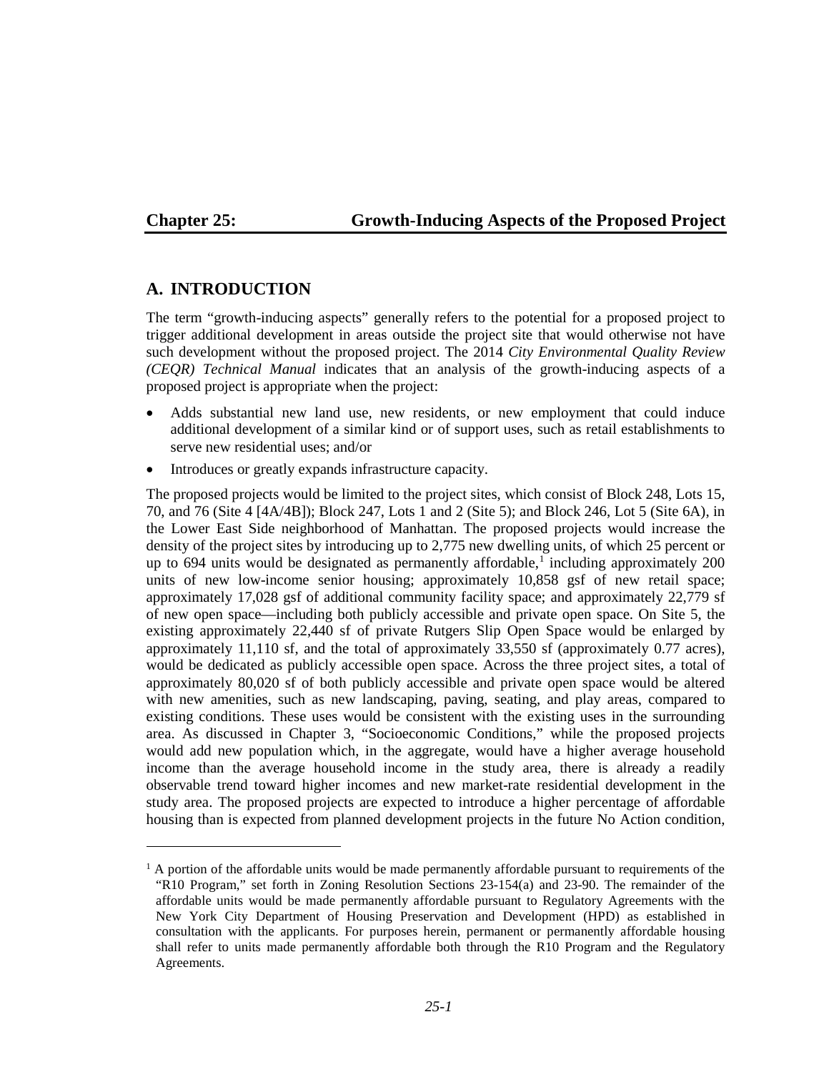# Chapter 25: Growth-Inducing Aspects of the Proposed Project

## A. INTRODUCTION

The term "growth-inducing aspects" generally refers to the potential for a proposed project to trigger additional development in areas outside the project site that would otherwise not have such development without the proposed project. The 2014 *City Environmental Quality Review (CEQR) Technical Manual* indicates that an analysis of the growth-inducing aspects of a proposed project is appropriate when the project:

- Adds substantial new land use, new residents, or new employment that could induce additional development of a similar kind or of support uses, such as retail establishments to serve new residential uses; and/or
- Introduces or greatly expands infrastructure capacity.

The proposed projects would be limited to the project sites, which consist of Block 248, Lots 15, 70, and 76 (Site 4 [4A/4B]); Block 247, Lots 1 and 2 (Site 5); and Block 246, Lot 5 (Site 6A), in the Lower East Side neighborhood of Manhattan. The proposed projects would increase the density of the project sites by introducing up to 2,775 new dwelling units, of which 25 percent or up to 694 units would be designated as permanently affordable,[1] including approximately 200 units of new low-income senior housing; approximately 10,858 gsf of new retail space; approximately 17,028 gsf of additional community facility space; and approximately 22,779 sf of new open space—including both publicly accessible and private open space. On Site 5, the existing approximately 22,440 sf of private Rutgers Slip Open Space would be enlarged by approximately 11,110 sf, and the total of approximately 33,550 sf (approximately 0.77 acres), would be dedicated as publicly accessible open space. Across the three project sites, a total of approximately 80,020 sf of both publicly accessible and private open space would be altered with new amenities, such as new landscaping, paving, seating, and play areas, compared to existing conditions. These uses would be consistent with the existing uses in the surrounding area. As discussed in Chapter 3, "Socioeconomic Conditions," while the proposed projects would add new population which, in the aggregate, would have a higher average household income than the average household income in the study area, there is already a readily observable trend toward higher incomes and new market-rate residential development in the study area. The proposed projects are expected to introduce a higher percentage of affordable housing than is expected from planned development projects in the future No Action condition,

[1] A portion of the affordable units would be made permanently affordable pursuant to requirements of the "R10 Program," set forth in Zoning Resolution Sections 23-154(a) and 23-90. The remainder of the affordable units would be made permanently affordable pursuant to Regulatory Agreements with the New York City Department of Housing Preservation and Development (HPD) as established in consultation with the applicants. For purposes herein, permanent or permanently affordable housing shall refer to units made permanently affordable both through the R10 Program and the Regulatory Agreements.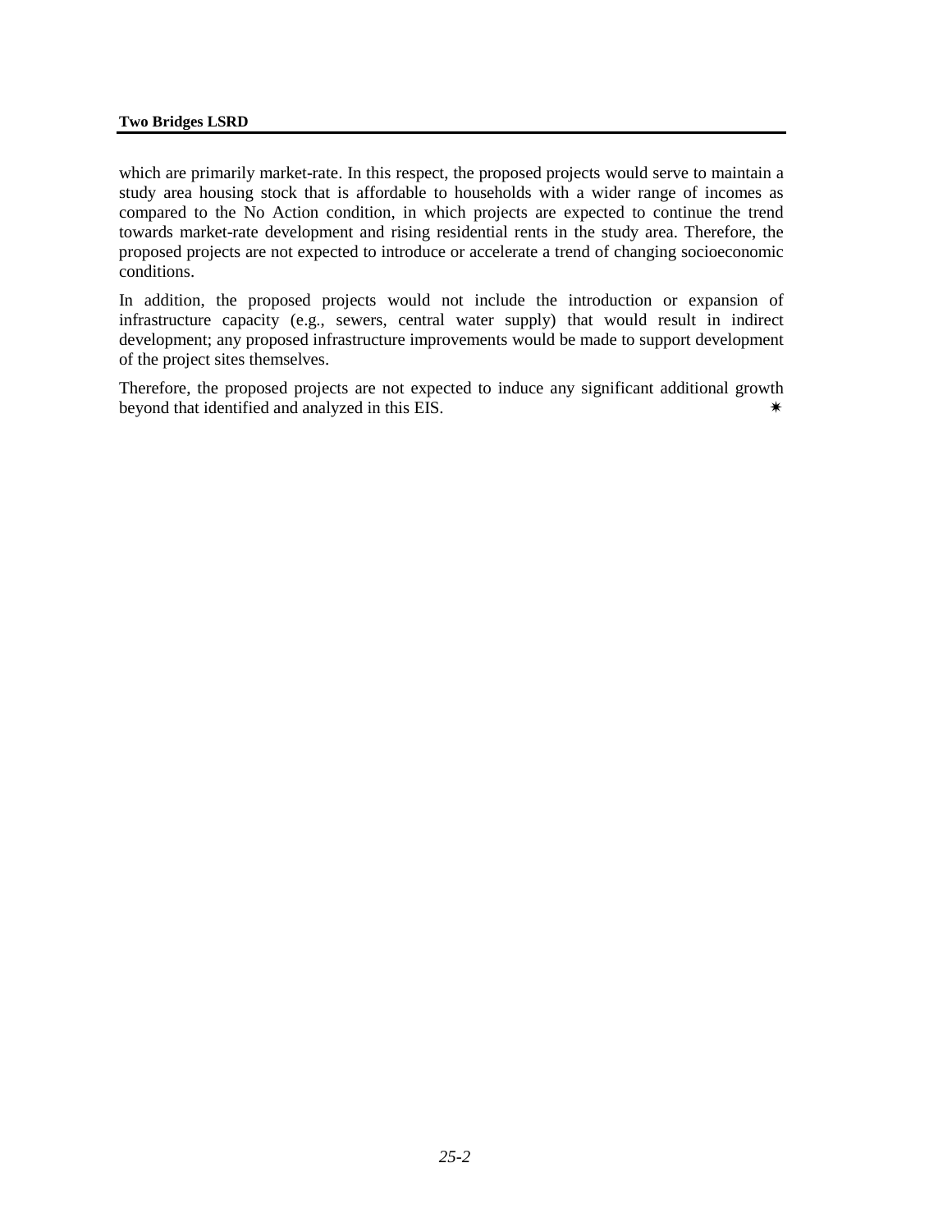which are primarily market-rate. In this respect, the proposed projects would serve to maintain a study area housing stock that is affordable to households with a wider range of incomes as compared to the No Action condition, in which projects are expected to continue the trend towards market-rate development and rising residential rents in the study area. Therefore, the proposed projects are not expected to introduce or accelerate a trend of changing socioeconomic conditions.

In addition, the proposed projects would not include the introduction or expansion of infrastructure capacity (e.g., sewers, central water supply) that would result in indirect development; any proposed infrastructure improvements would be made to support development of the project sites themselves.

Therefore, the proposed projects are not expected to induce any significant additional growth beyond that identified and analyzed in this EIS. ✳